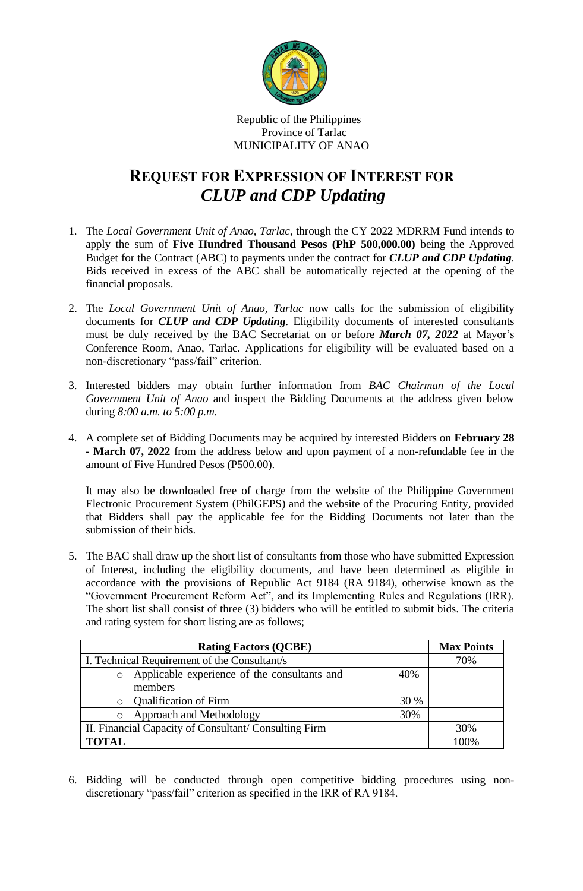Republic of the Philippines
Province of Tarlac
MUNICIPALITY OF ANAO

# REQUEST FOR EXPRESSION OF INTEREST FOR *CLUP and CDP Updating*

1. The *Local Government Unit of Anao, Tarlac*, through the CY 2022 MDRRM Fund intends to apply the sum of **Five Hundred Thousand Pesos (PhP 500,000.00)** being the Approved Budget for the Contract (ABC) to payments under the contract for ***CLUP and CDP Updating***. Bids received in excess of the ABC shall be automatically rejected at the opening of the financial proposals.

2. The *Local Government Unit of Anao, Tarlac* now calls for the submission of eligibility documents for ***CLUP and CDP Updating***. Eligibility documents of interested consultants must be duly received by the BAC Secretariat on or before ***March 07, 2022*** at Mayor's Conference Room, Anao, Tarlac. Applications for eligibility will be evaluated based on a non-discretionary "pass/fail" criterion.

3. Interested bidders may obtain further information from *BAC Chairman of the Local Government Unit of Anao* and inspect the Bidding Documents at the address given below during *8:00 a.m. to 5:00 p.m.*

4. A complete set of Bidding Documents may be acquired by interested Bidders on **February 28 - March 07, 2022** from the address below and upon payment of a non-refundable fee in the amount of Five Hundred Pesos (P500.00).

   It may also be downloaded free of charge from the website of the Philippine Government Electronic Procurement System (PhilGEPS) and the website of the Procuring Entity, provided that Bidders shall pay the applicable fee for the Bidding Documents not later than the submission of their bids.

5. The BAC shall draw up the short list of consultants from those who have submitted Expression of Interest, including the eligibility documents, and have been determined as eligible in accordance with the provisions of Republic Act 9184 (RA 9184), otherwise known as the "Government Procurement Reform Act", and its Implementing Rules and Regulations (IRR). The short list shall consist of three (3) bidders who will be entitled to submit bids. The criteria and rating system for short listing are as follows;

| **Rating Factors (QCBE)** | | **Max Points** |
|---|---|---|
| I. Technical Requirement of the Consultant/s | | 70% |
| ○ Applicable experience of the consultants and members | 40% | |
| ○ Qualification of Firm | 30 % | |
| ○ Approach and Methodology | 30% | |
| II. Financial Capacity of Consultant/ Consulting Firm | | 30% |
| **TOTAL** | | 100% |

6. Bidding will be conducted through open competitive bidding procedures using non-discretionary "pass/fail" criterion as specified in the IRR of RA 9184.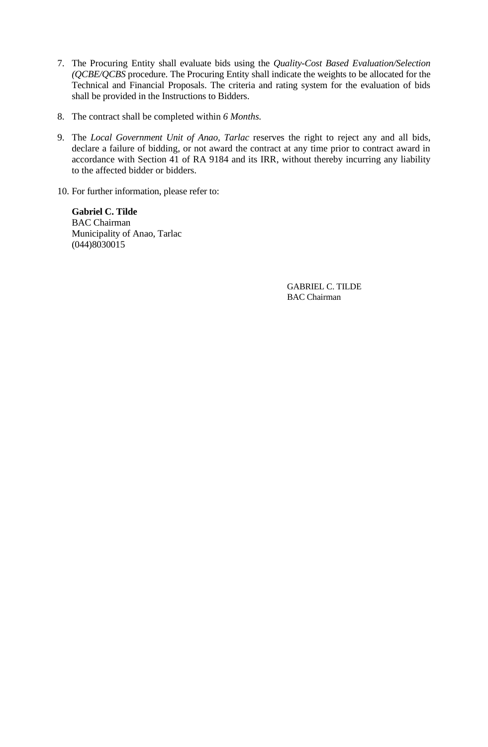7. The Procuring Entity shall evaluate bids using the *Quality-Cost Based Evaluation/Selection (QCBE/QCBS* procedure. The Procuring Entity shall indicate the weights to be allocated for the Technical and Financial Proposals. The criteria and rating system for the evaluation of bids shall be provided in the Instructions to Bidders.

8. The contract shall be completed within *6 Months.*

9. The *Local Government Unit of Anao, Tarlac* reserves the right to reject any and all bids, declare a failure of bidding, or not award the contract at any time prior to contract award in accordance with Section 41 of RA 9184 and its IRR, without thereby incurring any liability to the affected bidder or bidders.

10. For further information, please refer to:

    **Gabriel C. Tilde**
    BAC Chairman
    Municipality of Anao, Tarlac
    (044)8030015

GABRIEL C. TILDE
BAC Chairman